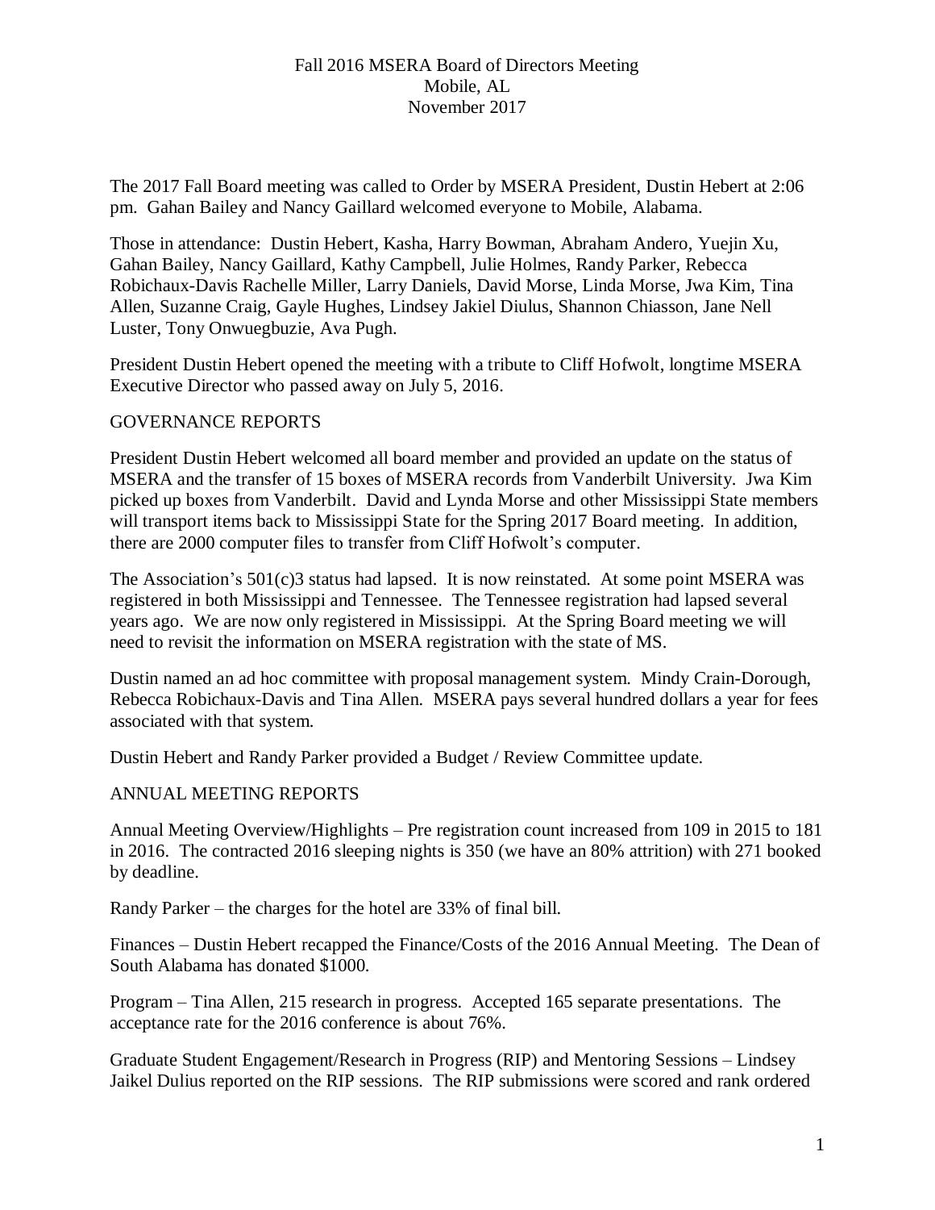Fall 2016 MSERA Board of Directors Meeting
Mobile, AL
November 2017

The 2017 Fall Board meeting was called to Order by MSERA President, Dustin Hebert at 2:06 pm. Gahan Bailey and Nancy Gaillard welcomed everyone to Mobile, Alabama.

Those in attendance: Dustin Hebert, Kasha, Harry Bowman, Abraham Andero, Yuejin Xu, Gahan Bailey, Nancy Gaillard, Kathy Campbell, Julie Holmes, Randy Parker, Rebecca Robichaux-Davis Rachelle Miller, Larry Daniels, David Morse, Linda Morse, Jwa Kim, Tina Allen, Suzanne Craig, Gayle Hughes, Lindsey Jakiel Diulus, Shannon Chiasson, Jane Nell Luster, Tony Onwuegbuzie, Ava Pugh.

President Dustin Hebert opened the meeting with a tribute to Cliff Hofwolt, longtime MSERA Executive Director who passed away on July 5, 2016.

GOVERNANCE REPORTS

President Dustin Hebert welcomed all board member and provided an update on the status of MSERA and the transfer of 15 boxes of MSERA records from Vanderbilt University. Jwa Kim picked up boxes from Vanderbilt. David and Lynda Morse and other Mississippi State members will transport items back to Mississippi State for the Spring 2017 Board meeting. In addition, there are 2000 computer files to transfer from Cliff Hofwolt's computer.

The Association's 501(c)3 status had lapsed. It is now reinstated. At some point MSERA was registered in both Mississippi and Tennessee. The Tennessee registration had lapsed several years ago. We are now only registered in Mississippi. At the Spring Board meeting we will need to revisit the information on MSERA registration with the state of MS.

Dustin named an ad hoc committee with proposal management system. Mindy Crain-Dorough, Rebecca Robichaux-Davis and Tina Allen. MSERA pays several hundred dollars a year for fees associated with that system.

Dustin Hebert and Randy Parker provided a Budget / Review Committee update.

ANNUAL MEETING REPORTS

Annual Meeting Overview/Highlights – Pre registration count increased from 109 in 2015 to 181 in 2016. The contracted 2016 sleeping nights is 350 (we have an 80% attrition) with 271 booked by deadline.

Randy Parker – the charges for the hotel are 33% of final bill.

Finances – Dustin Hebert recapped the Finance/Costs of the 2016 Annual Meeting. The Dean of South Alabama has donated $1000.

Program – Tina Allen, 215 research in progress. Accepted 165 separate presentations. The acceptance rate for the 2016 conference is about 76%.

Graduate Student Engagement/Research in Progress (RIP) and Mentoring Sessions – Lindsey Jaikel Dulius reported on the RIP sessions. The RIP submissions were scored and rank ordered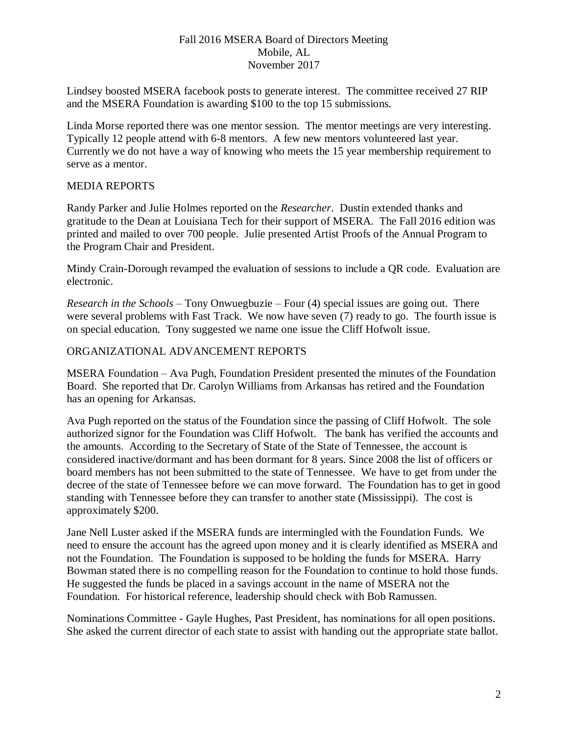Lindsey boosted MSERA facebook posts to generate interest. The committee received 27 RIP and the MSERA Foundation is awarding $100 to the top 15 submissions.

Linda Morse reported there was one mentor session. The mentor meetings are very interesting. Typically 12 people attend with 6-8 mentors. A few new mentors volunteered last year. Currently we do not have a way of knowing who meets the 15 year membership requirement to serve as a mentor.

## MEDIA REPORTS

Randy Parker and Julie Holmes reported on the *Researcher*. Dustin extended thanks and gratitude to the Dean at Louisiana Tech for their support of MSERA. The Fall 2016 edition was printed and mailed to over 700 people. Julie presented Artist Proofs of the Annual Program to the Program Chair and President.

Mindy Crain-Dorough revamped the evaluation of sessions to include a QR code. Evaluation are electronic.

*Research in the Schools* – Tony Onwuegbuzie – Four (4) special issues are going out. There were several problems with Fast Track. We now have seven (7) ready to go. The fourth issue is on special education. Tony suggested we name one issue the Cliff Hofwolt issue.

## ORGANIZATIONAL ADVANCEMENT REPORTS

MSERA Foundation – Ava Pugh, Foundation President presented the minutes of the Foundation Board. She reported that Dr. Carolyn Williams from Arkansas has retired and the Foundation has an opening for Arkansas.

Ava Pugh reported on the status of the Foundation since the passing of Cliff Hofwolt. The sole authorized signor for the Foundation was Cliff Hofwolt. The bank has verified the accounts and the amounts. According to the Secretary of State of the State of Tennessee, the account is considered inactive/dormant and has been dormant for 8 years. Since 2008 the list of officers or board members has not been submitted to the state of Tennessee. We have to get from under the decree of the state of Tennessee before we can move forward. The Foundation has to get in good standing with Tennessee before they can transfer to another state (Mississippi). The cost is approximately $200.

Jane Nell Luster asked if the MSERA funds are intermingled with the Foundation Funds. We need to ensure the account has the agreed upon money and it is clearly identified as MSERA and not the Foundation. The Foundation is supposed to be holding the funds for MSERA. Harry Bowman stated there is no compelling reason for the Foundation to continue to hold those funds. He suggested the funds be placed in a savings account in the name of MSERA not the Foundation. For historical reference, leadership should check with Bob Ramussen.

Nominations Committee - Gayle Hughes, Past President, has nominations for all open positions. She asked the current director of each state to assist with handing out the appropriate state ballot.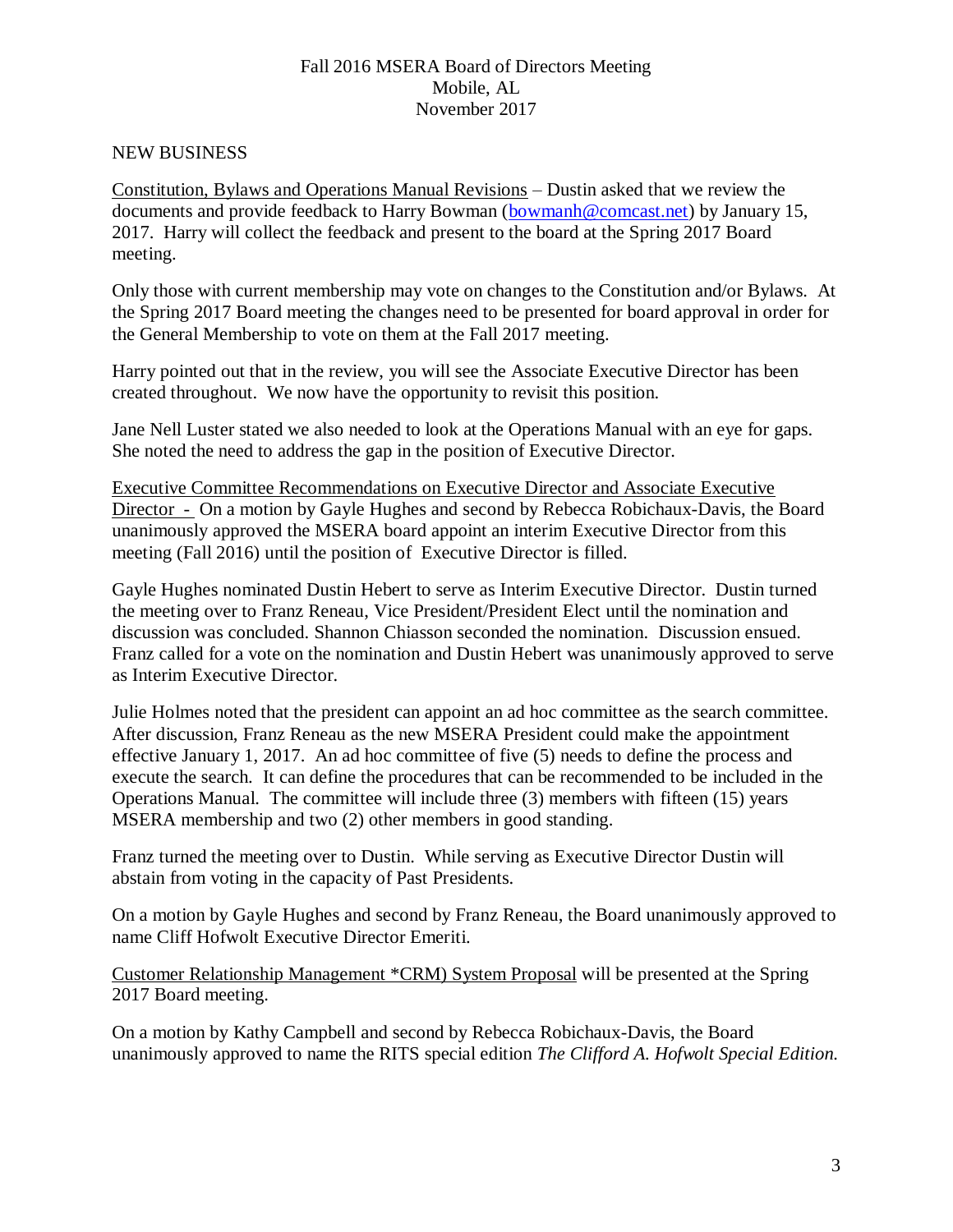Fall 2016 MSERA Board of Directors Meeting
Mobile, AL
November 2017

NEW BUSINESS

Constitution, Bylaws and Operations Manual Revisions – Dustin asked that we review the documents and provide feedback to Harry Bowman (bowmanh@comcast.net) by January 15, 2017. Harry will collect the feedback and present to the board at the Spring 2017 Board meeting.

Only those with current membership may vote on changes to the Constitution and/or Bylaws. At the Spring 2017 Board meeting the changes need to be presented for board approval in order for the General Membership to vote on them at the Fall 2017 meeting.

Harry pointed out that in the review, you will see the Associate Executive Director has been created throughout. We now have the opportunity to revisit this position.

Jane Nell Luster stated we also needed to look at the Operations Manual with an eye for gaps. She noted the need to address the gap in the position of Executive Director.

Executive Committee Recommendations on Executive Director and Associate Executive Director - On a motion by Gayle Hughes and second by Rebecca Robichaux-Davis, the Board unanimously approved the MSERA board appoint an interim Executive Director from this meeting (Fall 2016) until the position of Executive Director is filled.

Gayle Hughes nominated Dustin Hebert to serve as Interim Executive Director. Dustin turned the meeting over to Franz Reneau, Vice President/President Elect until the nomination and discussion was concluded. Shannon Chiasson seconded the nomination. Discussion ensued. Franz called for a vote on the nomination and Dustin Hebert was unanimously approved to serve as Interim Executive Director.

Julie Holmes noted that the president can appoint an ad hoc committee as the search committee. After discussion, Franz Reneau as the new MSERA President could make the appointment effective January 1, 2017. An ad hoc committee of five (5) needs to define the process and execute the search. It can define the procedures that can be recommended to be included in the Operations Manual. The committee will include three (3) members with fifteen (15) years MSERA membership and two (2) other members in good standing.

Franz turned the meeting over to Dustin. While serving as Executive Director Dustin will abstain from voting in the capacity of Past Presidents.

On a motion by Gayle Hughes and second by Franz Reneau, the Board unanimously approved to name Cliff Hofwolt Executive Director Emeriti.

Customer Relationship Management *CRM) System Proposal will be presented at the Spring 2017 Board meeting.

On a motion by Kathy Campbell and second by Rebecca Robichaux-Davis, the Board unanimously approved to name the RITS special edition *The Clifford A. Hofwolt Special Edition.*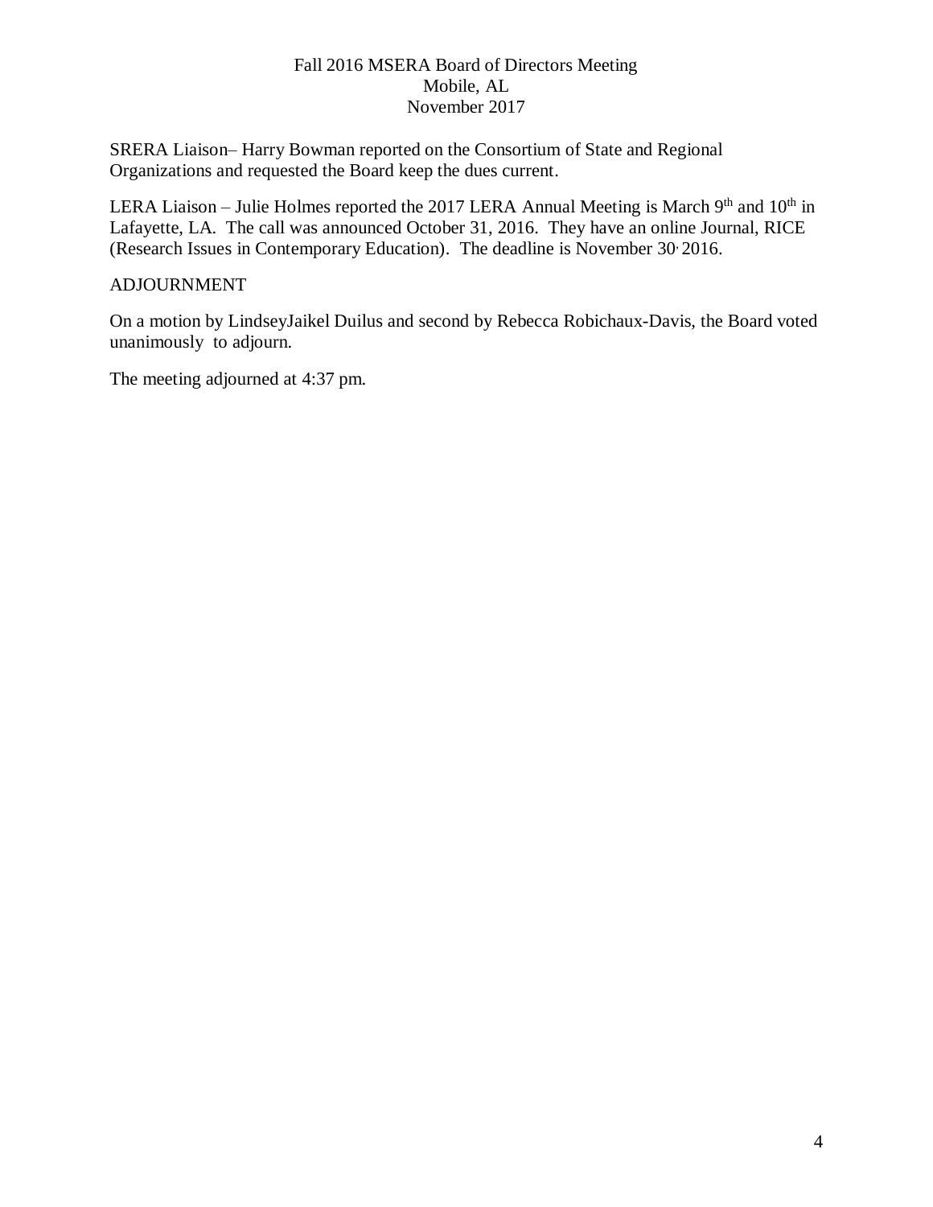SRERA Liaison– Harry Bowman reported on the Consortium of State and Regional Organizations and requested the Board keep the dues current.

LERA Liaison – Julie Holmes reported the 2017 LERA Annual Meeting is March 9th and 10th in Lafayette, LA. The call was announced October 31, 2016. They have an online Journal, RICE (Research Issues in Contemporary Education). The deadline is November 30, 2016.

ADJOURNMENT

On a motion by LindseyJaikel Duilus and second by Rebecca Robichaux-Davis, the Board voted unanimously to adjourn.

The meeting adjourned at 4:37 pm.